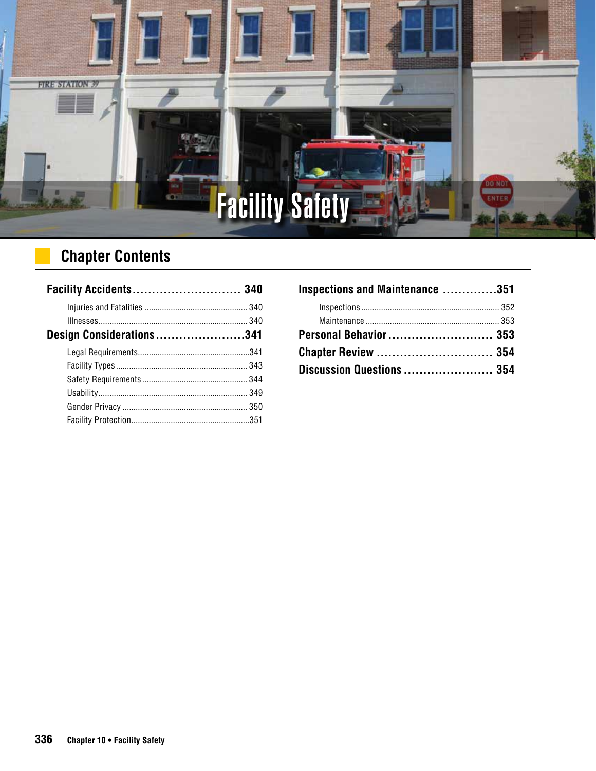# Facility Safety

## Chapter Contents

**Facility Accidents** ............................ 340

- Injuries and Fatalities ............................ 340
- Illnesses ............................ 340

**Design Considerations** ............................ 341

- Legal Requirements ............................ 341
- Facility Types ............................ 343
- Safety Requirements ............................ 344
- Usability ............................ 349
- Gender Privacy ............................ 350
- Facility Protection ............................ 351

**Inspections and Maintenance** ............................ 351

- Inspections ............................ 352
- Maintenance ............................ 353

**Personal Behavior** ............................ 353

**Chapter Review** ............................ 354

**Discussion Questions** ............................ 354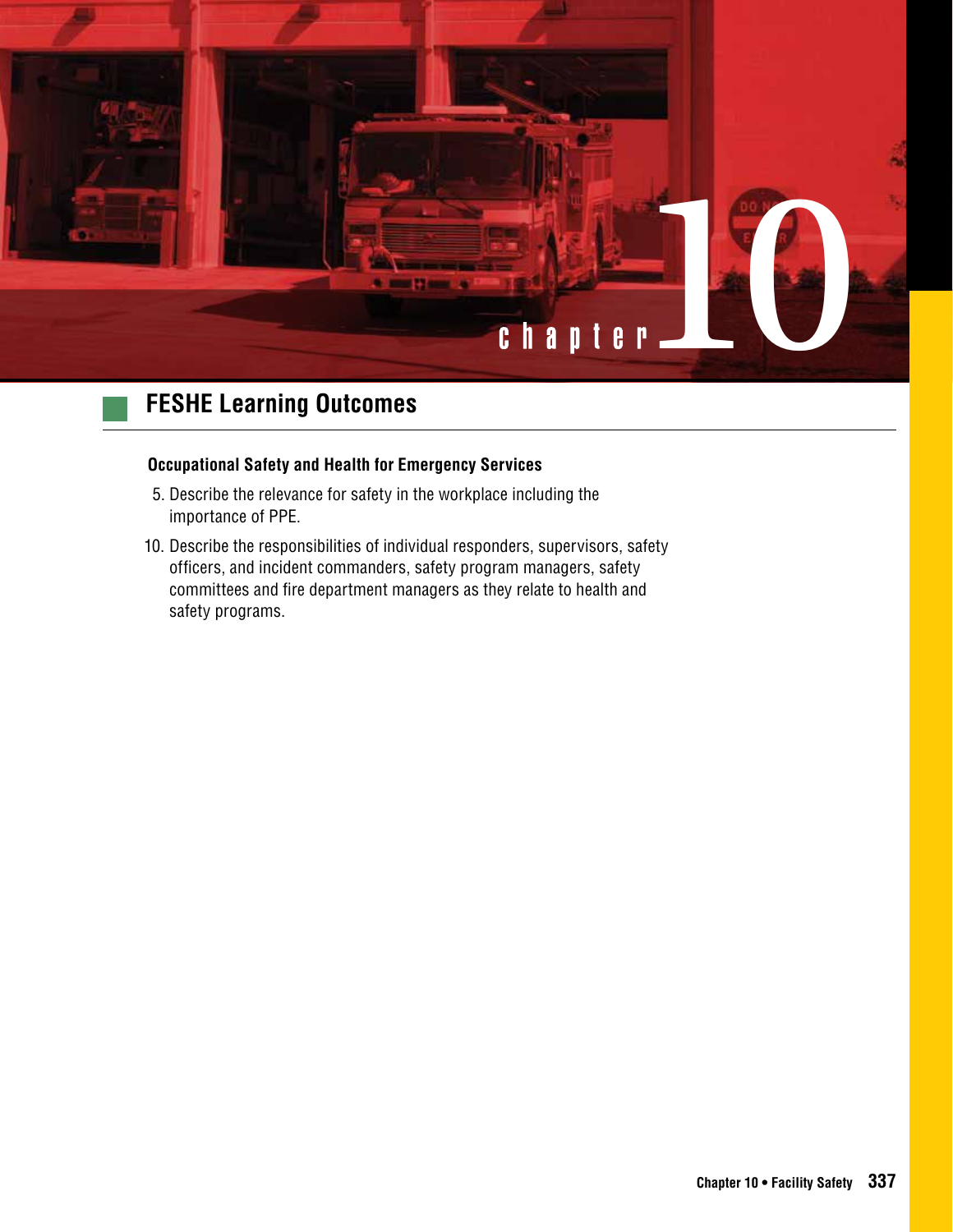# chapter 10

## FESHE Learning Outcomes

**Occupational Safety and Health for Emergency Services**

5. Describe the relevance for safety in the workplace including the importance of PPE.
10. Describe the responsibilities of individual responders, supervisors, safety officers, and incident commanders, safety program managers, safety committees and fire department managers as they relate to health and safety programs.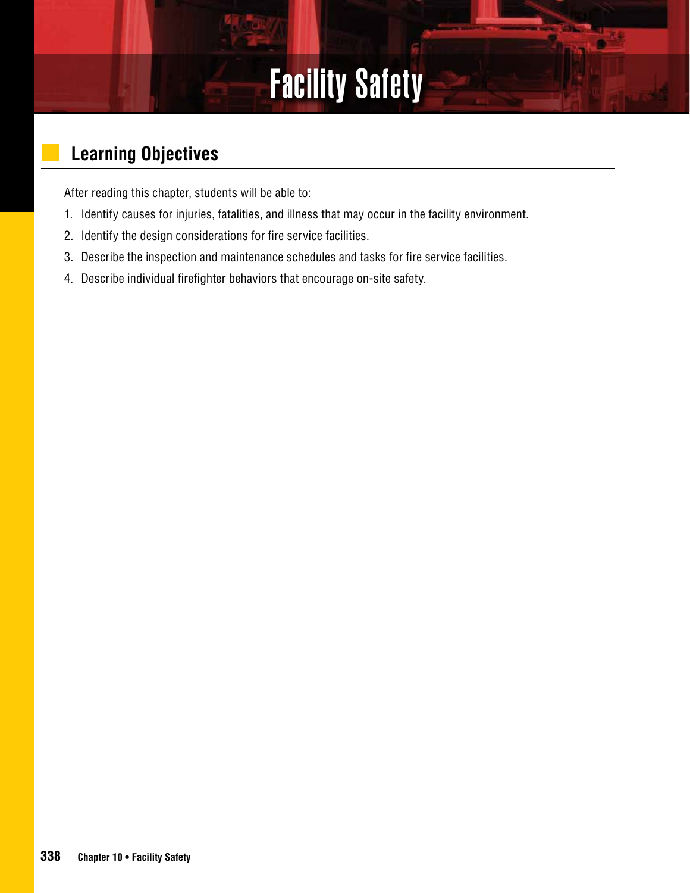# Facility Safety

## Learning Objectives

After reading this chapter, students will be able to:

1. Identify causes for injuries, fatalities, and illness that may occur in the facility environment.
2. Identify the design considerations for fire service facilities.
3. Describe the inspection and maintenance schedules and tasks for fire service facilities.
4. Describe individual firefighter behaviors that encourage on-site safety.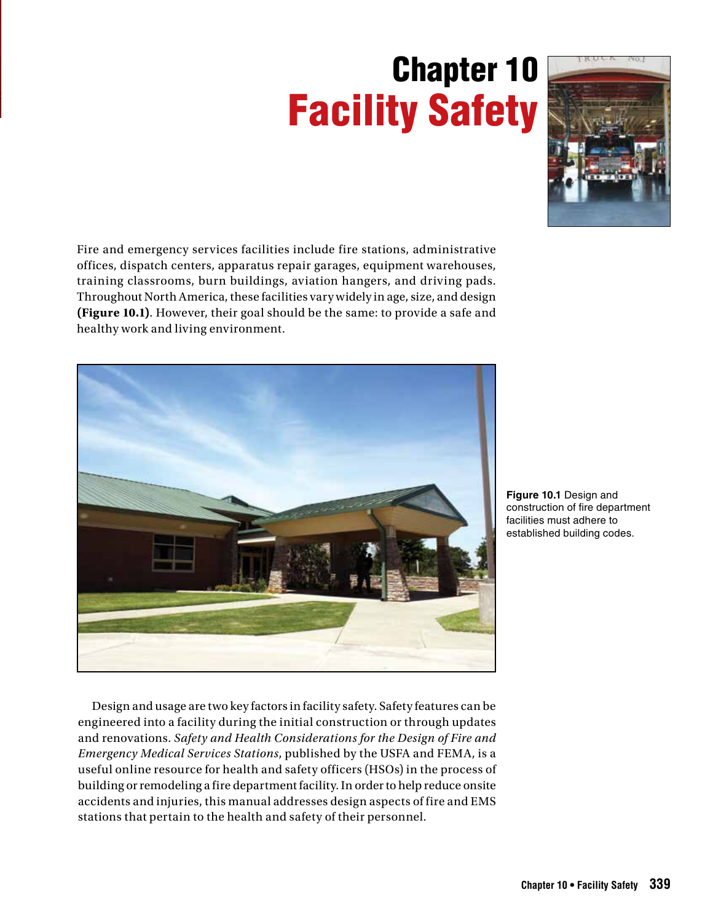# Chapter 10
# Facility Safety

Fire and emergency services facilities include fire stations, administrative offices, dispatch centers, apparatus repair garages, equipment warehouses, training classrooms, burn buildings, aviation hangers, and driving pads. Throughout North America, these facilities vary widely in age, size, and design **(Figure 10.1)**. However, their goal should be the same: to provide a safe and healthy work and living environment.

**Figure 10.1** Design and construction of fire department facilities must adhere to established building codes.

Design and usage are two key factors in facility safety. Safety features can be engineered into a facility during the initial construction or through updates and renovations. *Safety and Health Considerations for the Design of Fire and Emergency Medical Services Stations*, published by the USFA and FEMA, is a useful online resource for health and safety officers (HSOs) in the process of building or remodeling a fire department facility. In order to help reduce onsite accidents and injuries, this manual addresses design aspects of fire and EMS stations that pertain to the health and safety of their personnel.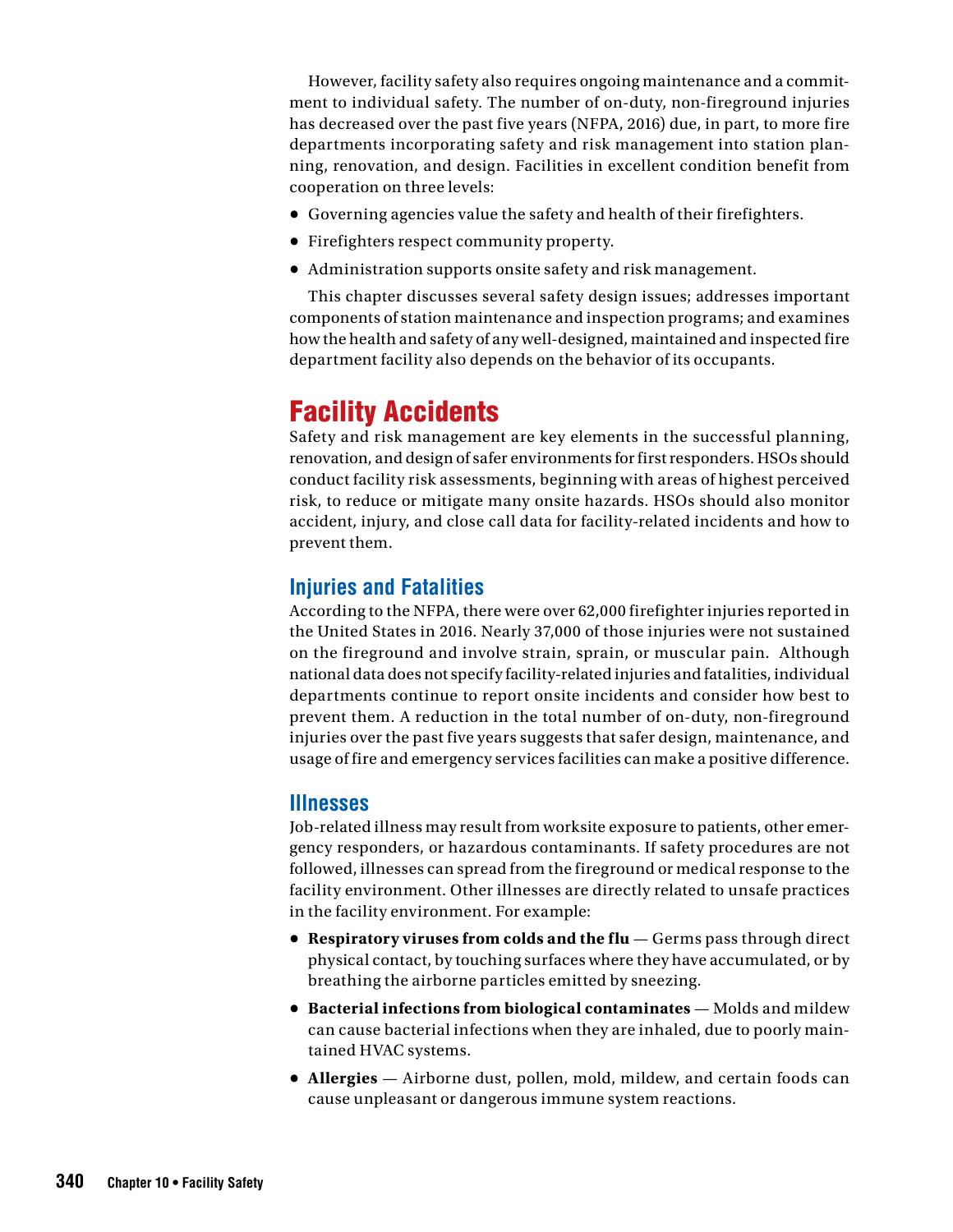However, facility safety also requires ongoing maintenance and a commitment to individual safety. The number of on-duty, non-fireground injuries has decreased over the past five years (NFPA, 2016) due, in part, to more fire departments incorporating safety and risk management into station planning, renovation, and design. Facilities in excellent condition benefit from cooperation on three levels:

- Governing agencies value the safety and health of their firefighters.
- Firefighters respect community property.
- Administration supports onsite safety and risk management.

This chapter discusses several safety design issues; addresses important components of station maintenance and inspection programs; and examines how the health and safety of any well-designed, maintained and inspected fire department facility also depends on the behavior of its occupants.

## Facility Accidents

Safety and risk management are key elements in the successful planning, renovation, and design of safer environments for first responders. HSOs should conduct facility risk assessments, beginning with areas of highest perceived risk, to reduce or mitigate many onsite hazards. HSOs should also monitor accident, injury, and close call data for facility-related incidents and how to prevent them.

### Injuries and Fatalities

According to the NFPA, there were over 62,000 firefighter injuries reported in the United States in 2016. Nearly 37,000 of those injuries were not sustained on the fireground and involve strain, sprain, or muscular pain. Although national data does not specify facility-related injuries and fatalities, individual departments continue to report onsite incidents and consider how best to prevent them. A reduction in the total number of on-duty, non-fireground injuries over the past five years suggests that safer design, maintenance, and usage of fire and emergency services facilities can make a positive difference.

### Illnesses

Job-related illness may result from worksite exposure to patients, other emergency responders, or hazardous contaminants. If safety procedures are not followed, illnesses can spread from the fireground or medical response to the facility environment. Other illnesses are directly related to unsafe practices in the facility environment. For example:

- **Respiratory viruses from colds and the flu** — Germs pass through direct physical contact, by touching surfaces where they have accumulated, or by breathing the airborne particles emitted by sneezing.
- **Bacterial infections from biological contaminates** — Molds and mildew can cause bacterial infections when they are inhaled, due to poorly maintained HVAC systems.
- **Allergies** — Airborne dust, pollen, mold, mildew, and certain foods can cause unpleasant or dangerous immune system reactions.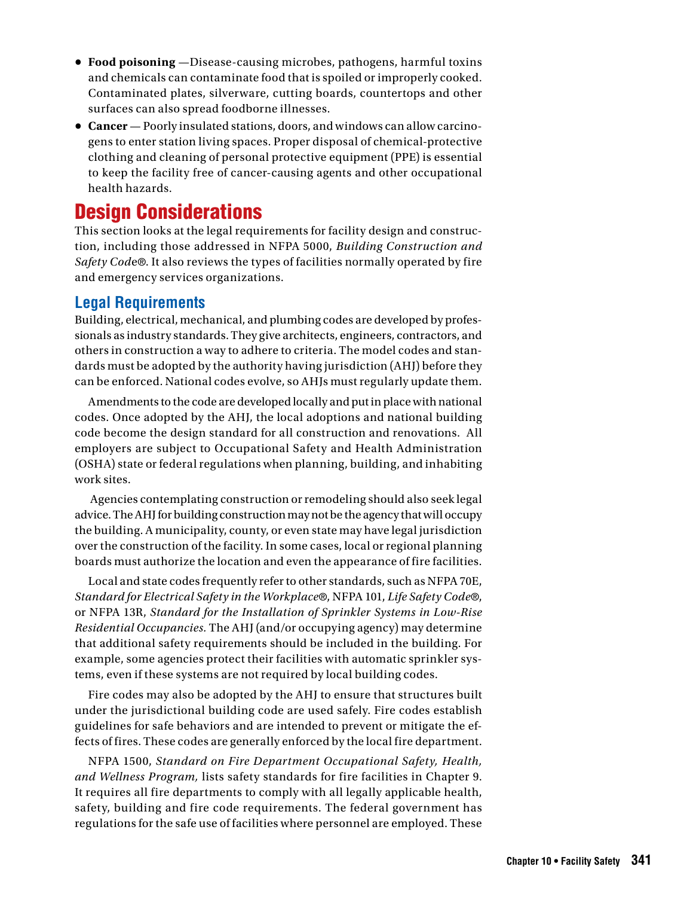- **Food poisoning** —Disease-causing microbes, pathogens, harmful toxins and chemicals can contaminate food that is spoiled or improperly cooked. Contaminated plates, silverware, cutting boards, countertops and other surfaces can also spread foodborne illnesses.
- **Cancer** — Poorly insulated stations, doors, and windows can allow carcinogens to enter station living spaces. Proper disposal of chemical-protective clothing and cleaning of personal protective equipment (PPE) is essential to keep the facility free of cancer-causing agents and other occupational health hazards.

# Design Considerations

This section looks at the legal requirements for facility design and construction, including those addressed in NFPA 5000, *Building Construction and Safety Code®*. It also reviews the types of facilities normally operated by fire and emergency services organizations.

## Legal Requirements

Building, electrical, mechanical, and plumbing codes are developed by professionals as industry standards. They give architects, engineers, contractors, and others in construction a way to adhere to criteria. The model codes and standards must be adopted by the authority having jurisdiction (AHJ) before they can be enforced. National codes evolve, so AHJs must regularly update them.

Amendments to the code are developed locally and put in place with national codes. Once adopted by the AHJ, the local adoptions and national building code become the design standard for all construction and renovations. All employers are subject to Occupational Safety and Health Administration (OSHA) state or federal regulations when planning, building, and inhabiting work sites.

Agencies contemplating construction or remodeling should also seek legal advice. The AHJ for building construction may not be the agency that will occupy the building. A municipality, county, or even state may have legal jurisdiction over the construction of the facility. In some cases, local or regional planning boards must authorize the location and even the appearance of fire facilities.

Local and state codes frequently refer to other standards, such as NFPA 70E, *Standard for Electrical Safety in the Workplace®*, NFPA 101, *Life Safety Code®*, or NFPA 13R, *Standard for the Installation of Sprinkler Systems in Low-Rise Residential Occupancies*. The AHJ (and/or occupying agency) may determine that additional safety requirements should be included in the building. For example, some agencies protect their facilities with automatic sprinkler systems, even if these systems are not required by local building codes.

Fire codes may also be adopted by the AHJ to ensure that structures built under the jurisdictional building code are used safely. Fire codes establish guidelines for safe behaviors and are intended to prevent or mitigate the effects of fires. These codes are generally enforced by the local fire department.

NFPA 1500, *Standard on Fire Department Occupational Safety, Health, and Wellness Program,* lists safety standards for fire facilities in Chapter 9. It requires all fire departments to comply with all legally applicable health, safety, building and fire code requirements. The federal government has regulations for the safe use of facilities where personnel are employed. These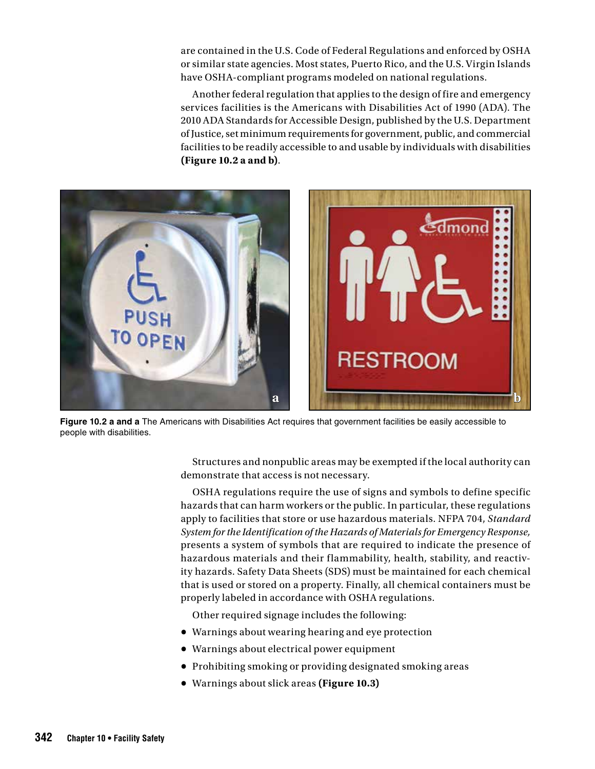are contained in the U.S. Code of Federal Regulations and enforced by OSHA or similar state agencies. Most states, Puerto Rico, and the U.S. Virgin Islands have OSHA-compliant programs modeled on national regulations.

Another federal regulation that applies to the design of fire and emergency services facilities is the Americans with Disabilities Act of 1990 (ADA). The 2010 ADA Standards for Accessible Design, published by the U.S. Department of Justice, set minimum requirements for government, public, and commercial facilities to be readily accessible to and usable by individuals with disabilities **(Figure 10.2 a and b)**.

**Figure 10.2 a and a** The Americans with Disabilities Act requires that government facilities be easily accessible to people with disabilities.

Structures and nonpublic areas may be exempted if the local authority can demonstrate that access is not necessary.

OSHA regulations require the use of signs and symbols to define specific hazards that can harm workers or the public. In particular, these regulations apply to facilities that store or use hazardous materials. NFPA 704, *Standard System for the Identification of the Hazards of Materials for Emergency Response,* presents a system of symbols that are required to indicate the presence of hazardous materials and their flammability, health, stability, and reactivity hazards. Safety Data Sheets (SDS) must be maintained for each chemical that is used or stored on a property. Finally, all chemical containers must be properly labeled in accordance with OSHA regulations.

Other required signage includes the following:

- Warnings about wearing hearing and eye protection
- Warnings about electrical power equipment
- Prohibiting smoking or providing designated smoking areas
- Warnings about slick areas **(Figure 10.3)**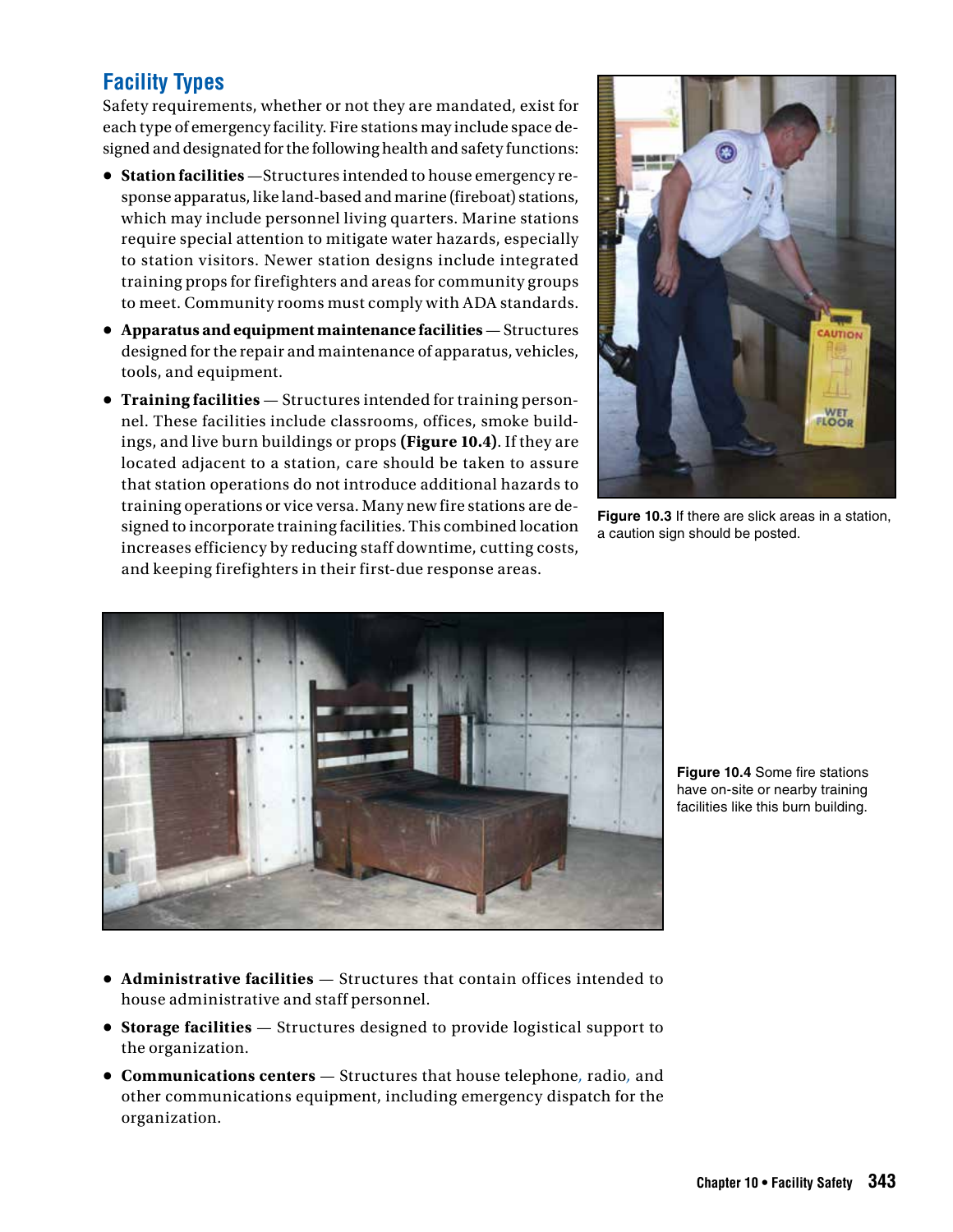## Facility Types

Safety requirements, whether or not they are mandated, exist for each type of emergency facility. Fire stations may include space designed and designated for the following health and safety functions:

- **Station facilities** —Structures intended to house emergency response apparatus, like land-based and marine (fireboat) stations, which may include personnel living quarters. Marine stations require special attention to mitigate water hazards, especially to station visitors. Newer station designs include integrated training props for firefighters and areas for community groups to meet. Community rooms must comply with ADA standards.
- **Apparatus and equipment maintenance facilities** — Structures designed for the repair and maintenance of apparatus, vehicles, tools, and equipment.
- **Training facilities** — Structures intended for training personnel. These facilities include classrooms, offices, smoke buildings, and live burn buildings or props **(Figure 10.4)**. If they are located adjacent to a station, care should be taken to assure that station operations do not introduce additional hazards to training operations or vice versa. Many new fire stations are designed to incorporate training facilities. This combined location increases efficiency by reducing staff downtime, cutting costs, and keeping firefighters in their first-due response areas.

**Figure 10.3** If there are slick areas in a station, a caution sign should be posted.

**Figure 10.4** Some fire stations have on-site or nearby training facilities like this burn building.

- **Administrative facilities** — Structures that contain offices intended to house administrative and staff personnel.
- **Storage facilities** — Structures designed to provide logistical support to the organization.
- **Communications centers** — Structures that house telephone, radio, and other communications equipment, including emergency dispatch for the organization.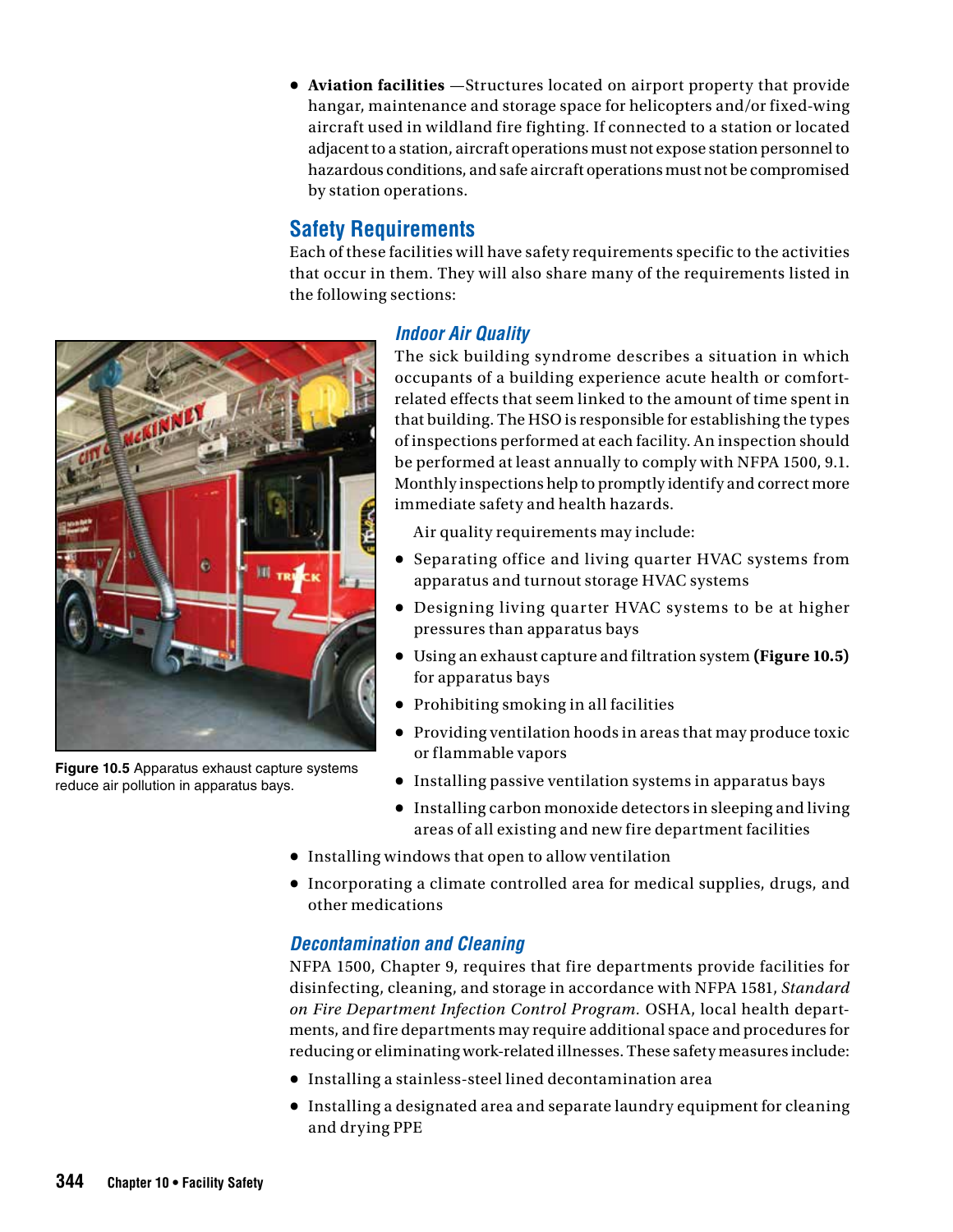- **Aviation facilities** —Structures located on airport property that provide hangar, maintenance and storage space for helicopters and/or fixed-wing aircraft used in wildland fire fighting. If connected to a station or located adjacent to a station, aircraft operations must not expose station personnel to hazardous conditions, and safe aircraft operations must not be compromised by station operations.

## Safety Requirements

Each of these facilities will have safety requirements specific to the activities that occur in them. They will also share many of the requirements listed in the following sections:

### *Indoor Air Quality*

The sick building syndrome describes a situation in which occupants of a building experience acute health or comfort-related effects that seem linked to the amount of time spent in that building. The HSO is responsible for establishing the types of inspections performed at each facility. An inspection should be performed at least annually to comply with NFPA 1500, 9.1. Monthly inspections help to promptly identify and correct more immediate safety and health hazards.

Air quality requirements may include:

- Separating office and living quarter HVAC systems from apparatus and turnout storage HVAC systems
- Designing living quarter HVAC systems to be at higher pressures than apparatus bays
- Using an exhaust capture and filtration system **(Figure 10.5)** for apparatus bays
- Prohibiting smoking in all facilities
- Providing ventilation hoods in areas that may produce toxic or flammable vapors
- Installing passive ventilation systems in apparatus bays
- Installing carbon monoxide detectors in sleeping and living areas of all existing and new fire department facilities
- Installing windows that open to allow ventilation
- Incorporating a climate controlled area for medical supplies, drugs, and other medications

**Figure 10.5** Apparatus exhaust capture systems reduce air pollution in apparatus bays.

### *Decontamination and Cleaning*

NFPA 1500, Chapter 9, requires that fire departments provide facilities for disinfecting, cleaning, and storage in accordance with NFPA 1581, *Standard on Fire Department Infection Control Program*. OSHA, local health departments, and fire departments may require additional space and procedures for reducing or eliminating work-related illnesses. These safety measures include:

- Installing a stainless-steel lined decontamination area
- Installing a designated area and separate laundry equipment for cleaning and drying PPE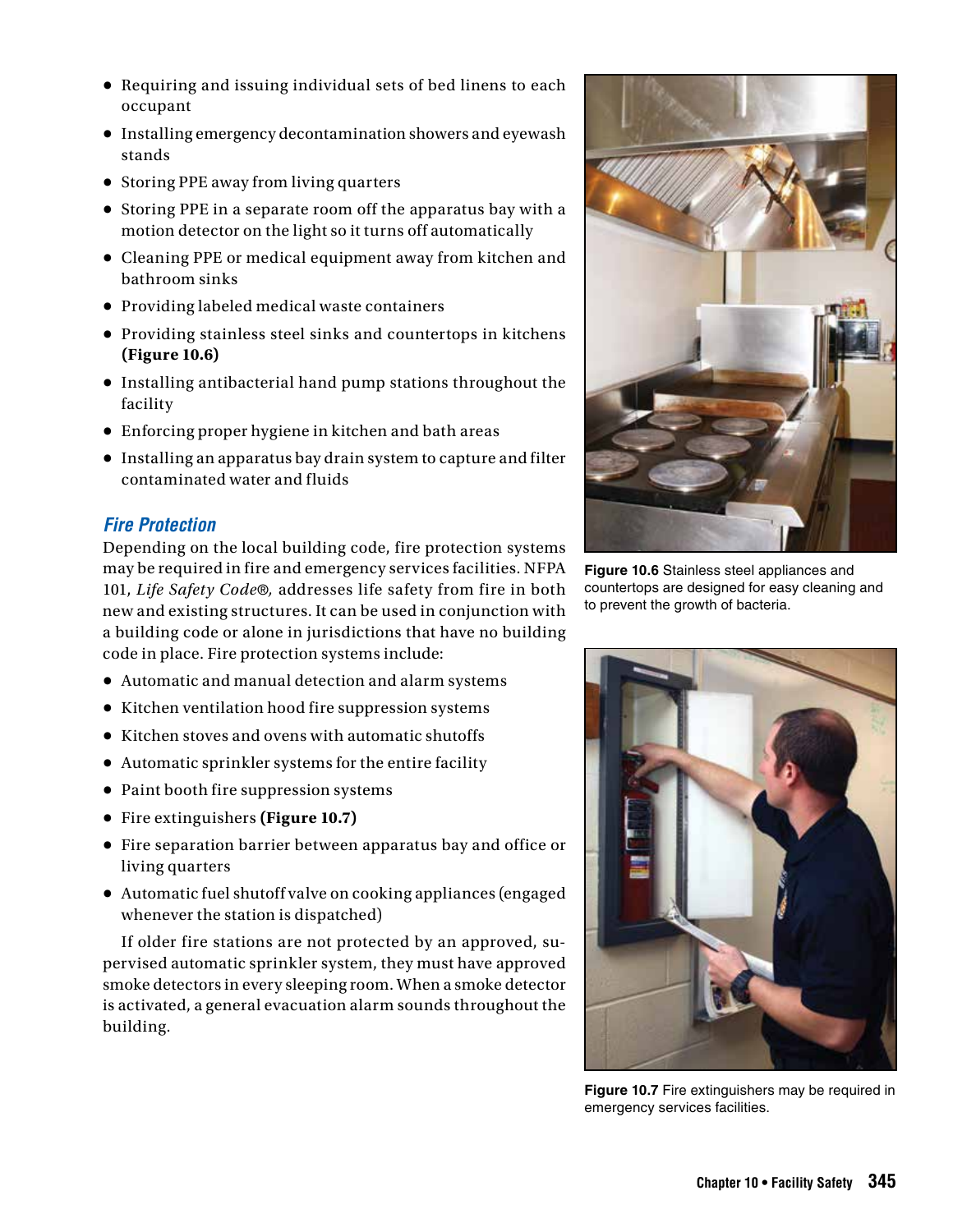- Requiring and issuing individual sets of bed linens to each occupant
- Installing emergency decontamination showers and eyewash stands
- Storing PPE away from living quarters
- Storing PPE in a separate room off the apparatus bay with a motion detector on the light so it turns off automatically
- Cleaning PPE or medical equipment away from kitchen and bathroom sinks
- Providing labeled medical waste containers
- Providing stainless steel sinks and countertops in kitchens **(Figure 10.6)**
- Installing antibacterial hand pump stations throughout the facility
- Enforcing proper hygiene in kitchen and bath areas
- Installing an apparatus bay drain system to capture and filter contaminated water and fluids

## Fire Protection

Depending on the local building code, fire protection systems may be required in fire and emergency services facilities. NFPA 101, *Life Safety Code®,* addresses life safety from fire in both new and existing structures. It can be used in conjunction with a building code or alone in jurisdictions that have no building code in place. Fire protection systems include:

- Automatic and manual detection and alarm systems
- Kitchen ventilation hood fire suppression systems
- Kitchen stoves and ovens with automatic shutoffs
- Automatic sprinkler systems for the entire facility
- Paint booth fire suppression systems
- Fire extinguishers **(Figure 10.7)**
- Fire separation barrier between apparatus bay and office or living quarters
- Automatic fuel shutoff valve on cooking appliances (engaged whenever the station is dispatched)

If older fire stations are not protected by an approved, supervised automatic sprinkler system, they must have approved smoke detectors in every sleeping room. When a smoke detector is activated, a general evacuation alarm sounds throughout the building.

**Figure 10.6** Stainless steel appliances and countertops are designed for easy cleaning and to prevent the growth of bacteria.

**Figure 10.7** Fire extinguishers may be required in emergency services facilities.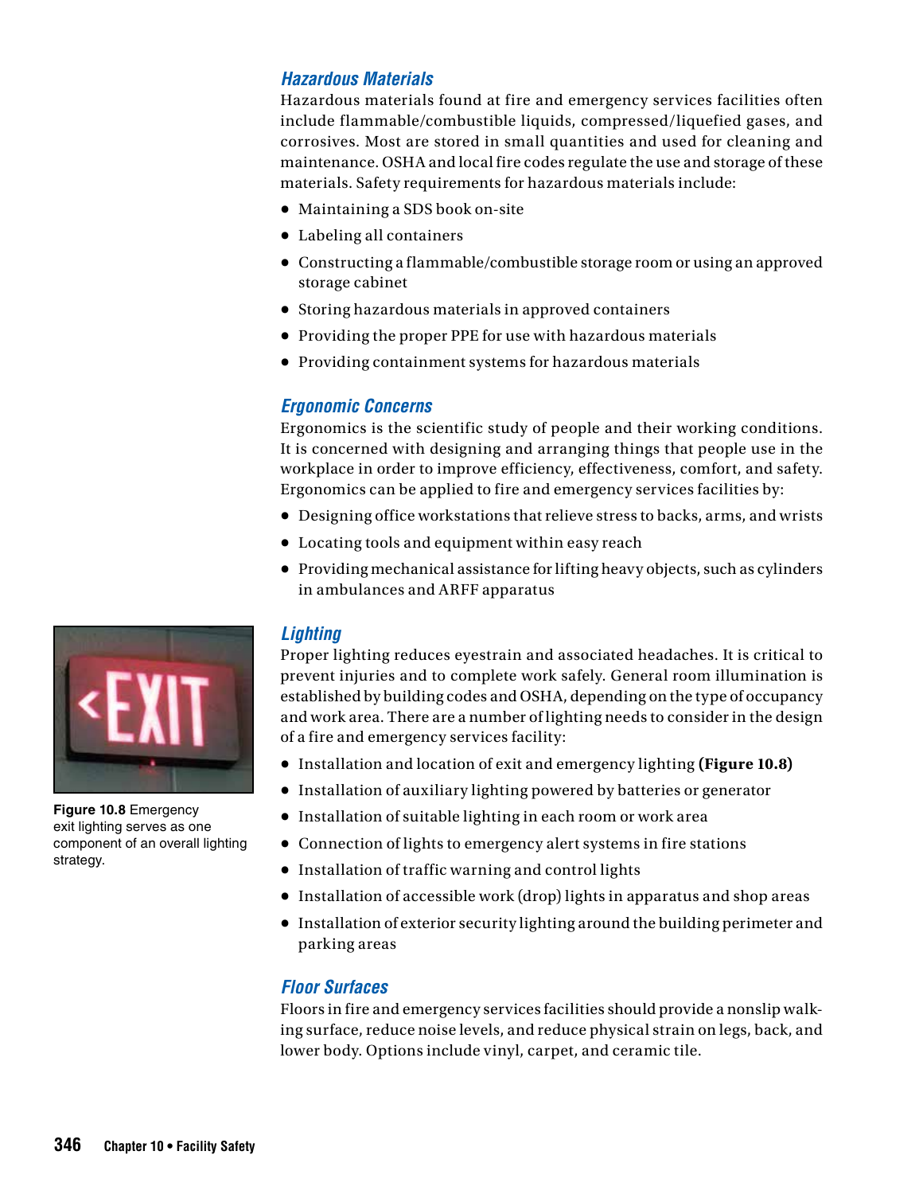### Hazardous Materials

Hazardous materials found at fire and emergency services facilities often include flammable/combustible liquids, compressed/liquefied gases, and corrosives. Most are stored in small quantities and used for cleaning and maintenance. OSHA and local fire codes regulate the use and storage of these materials. Safety requirements for hazardous materials include:

- Maintaining a SDS book on-site
- Labeling all containers
- Constructing a flammable/combustible storage room or using an approved storage cabinet
- Storing hazardous materials in approved containers
- Providing the proper PPE for use with hazardous materials
- Providing containment systems for hazardous materials

### Ergonomic Concerns

Ergonomics is the scientific study of people and their working conditions. It is concerned with designing and arranging things that people use in the workplace in order to improve efficiency, effectiveness, comfort, and safety. Ergonomics can be applied to fire and emergency services facilities by:

- Designing office workstations that relieve stress to backs, arms, and wrists
- Locating tools and equipment within easy reach
- Providing mechanical assistance for lifting heavy objects, such as cylinders in ambulances and ARFF apparatus

### Lighting

Proper lighting reduces eyestrain and associated headaches. It is critical to prevent injuries and to complete work safely. General room illumination is established by building codes and OSHA, depending on the type of occupancy and work area. There are a number of lighting needs to consider in the design of a fire and emergency services facility:

- Installation and location of exit and emergency lighting **(Figure 10.8)**
- Installation of auxiliary lighting powered by batteries or generator
- Installation of suitable lighting in each room or work area
- Connection of lights to emergency alert systems in fire stations
- Installation of traffic warning and control lights
- Installation of accessible work (drop) lights in apparatus and shop areas
- Installation of exterior security lighting around the building perimeter and parking areas

**Figure 10.8** Emergency exit lighting serves as one component of an overall lighting strategy.

### Floor Surfaces

Floors in fire and emergency services facilities should provide a nonslip walking surface, reduce noise levels, and reduce physical strain on legs, back, and lower body. Options include vinyl, carpet, and ceramic tile.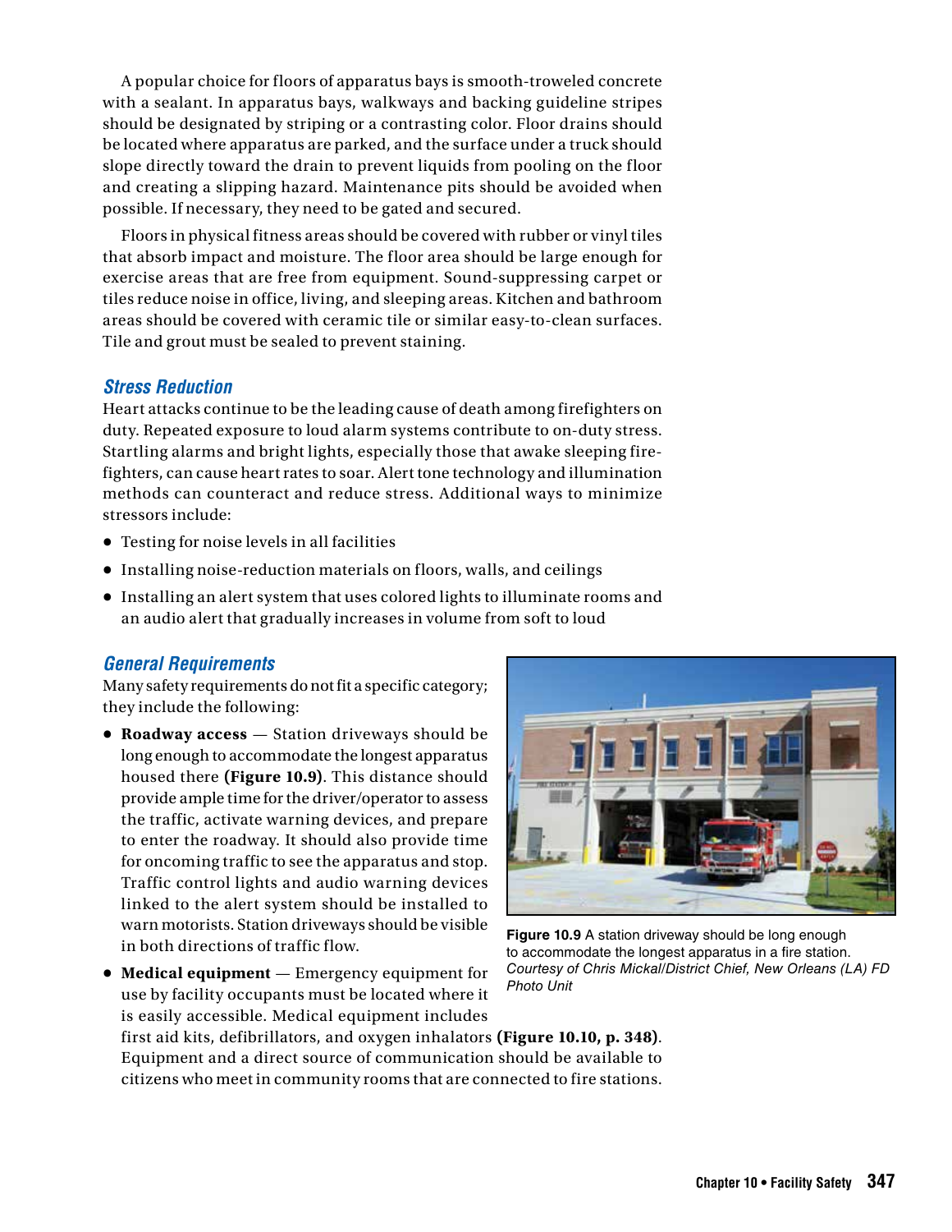A popular choice for floors of apparatus bays is smooth-troweled concrete with a sealant. In apparatus bays, walkways and backing guideline stripes should be designated by striping or a contrasting color. Floor drains should be located where apparatus are parked, and the surface under a truck should slope directly toward the drain to prevent liquids from pooling on the floor and creating a slipping hazard. Maintenance pits should be avoided when possible. If necessary, they need to be gated and secured.

Floors in physical fitness areas should be covered with rubber or vinyl tiles that absorb impact and moisture. The floor area should be large enough for exercise areas that are free from equipment. Sound-suppressing carpet or tiles reduce noise in office, living, and sleeping areas. Kitchen and bathroom areas should be covered with ceramic tile or similar easy-to-clean surfaces. Tile and grout must be sealed to prevent staining.

### *Stress Reduction*

Heart attacks continue to be the leading cause of death among firefighters on duty. Repeated exposure to loud alarm systems contribute to on-duty stress. Startling alarms and bright lights, especially those that awake sleeping firefighters, can cause heart rates to soar. Alert tone technology and illumination methods can counteract and reduce stress. Additional ways to minimize stressors include:

- Testing for noise levels in all facilities
- Installing noise-reduction materials on floors, walls, and ceilings
- Installing an alert system that uses colored lights to illuminate rooms and an audio alert that gradually increases in volume from soft to loud

### *General Requirements*

Many safety requirements do not fit a specific category; they include the following:

- **Roadway access** — Station driveways should be long enough to accommodate the longest apparatus housed there **(Figure 10.9)**. This distance should provide ample time for the driver/operator to assess the traffic, activate warning devices, and prepare to enter the roadway. It should also provide time for oncoming traffic to see the apparatus and stop. Traffic control lights and audio warning devices linked to the alert system should be installed to warn motorists. Station driveways should be visible in both directions of traffic flow.
- **Medical equipment** — Emergency equipment for use by facility occupants must be located where it is easily accessible. Medical equipment includes first aid kits, defibrillators, and oxygen inhalators **(Figure 10.10, p. 348)**. Equipment and a direct source of communication should be available to citizens who meet in community rooms that are connected to fire stations.

**Figure 10.9** A station driveway should be long enough to accommodate the longest apparatus in a fire station. *Courtesy of Chris Mickal/District Chief, New Orleans (LA) FD Photo Unit*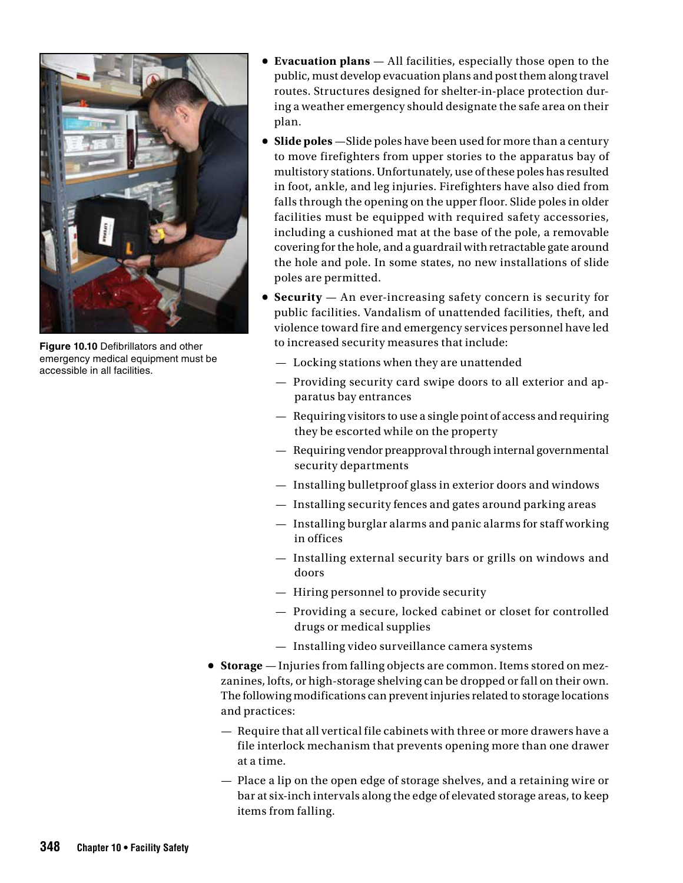Figure 10.10 Defibrillators and other emergency medical equipment must be accessible in all facilities.

- **Evacuation plans** — All facilities, especially those open to the public, must develop evacuation plans and post them along travel routes. Structures designed for shelter-in-place protection during a weather emergency should designate the safe area on their plan.
- **Slide poles** —Slide poles have been used for more than a century to move firefighters from upper stories to the apparatus bay of multistory stations. Unfortunately, use of these poles has resulted in foot, ankle, and leg injuries. Firefighters have also died from falls through the opening on the upper floor. Slide poles in older facilities must be equipped with required safety accessories, including a cushioned mat at the base of the pole, a removable covering for the hole, and a guardrail with retractable gate around the hole and pole. In some states, no new installations of slide poles are permitted.
- **Security** — An ever-increasing safety concern is security for public facilities. Vandalism of unattended facilities, theft, and violence toward fire and emergency services personnel have led to increased security measures that include:
  - Locking stations when they are unattended
  - Providing security card swipe doors to all exterior and apparatus bay entrances
  - Requiring visitors to use a single point of access and requiring they be escorted while on the property
  - Requiring vendor preapproval through internal governmental security departments
  - Installing bulletproof glass in exterior doors and windows
  - Installing security fences and gates around parking areas
  - Installing burglar alarms and panic alarms for staff working in offices
  - Installing external security bars or grills on windows and doors
  - Hiring personnel to provide security
  - Providing a secure, locked cabinet or closet for controlled drugs or medical supplies
  - Installing video surveillance camera systems
- **Storage** — Injuries from falling objects are common. Items stored on mezzanines, lofts, or high-storage shelving can be dropped or fall on their own. The following modifications can prevent injuries related to storage locations and practices:
  - Require that all vertical file cabinets with three or more drawers have a file interlock mechanism that prevents opening more than one drawer at a time.
  - Place a lip on the open edge of storage shelves, and a retaining wire or bar at six-inch intervals along the edge of elevated storage areas, to keep items from falling.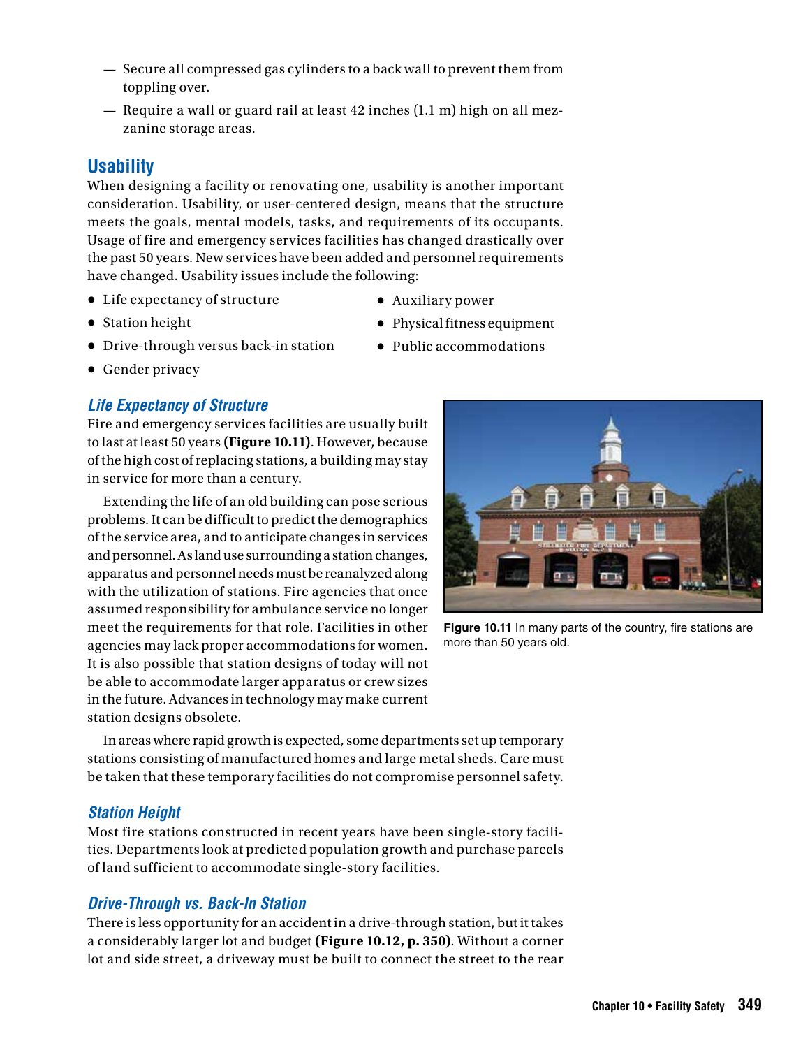— Secure all compressed gas cylinders to a back wall to prevent them from toppling over.

— Require a wall or guard rail at least 42 inches (1.1 m) high on all mezzanine storage areas.

## Usability

When designing a facility or renovating one, usability is another important consideration. Usability, or user-centered design, means that the structure meets the goals, mental models, tasks, and requirements of its occupants. Usage of fire and emergency services facilities has changed drastically over the past 50 years. New services have been added and personnel requirements have changed. Usability issues include the following:

- Life expectancy of structure
- Station height
- Drive-through versus back-in station
- Gender privacy
- Auxiliary power
- Physical fitness equipment
- Public accommodations

### *Life Expectancy of Structure*

Fire and emergency services facilities are usually built to last at least 50 years **(Figure 10.11)**. However, because of the high cost of replacing stations, a building may stay in service for more than a century.

Extending the life of an old building can pose serious problems. It can be difficult to predict the demographics of the service area, and to anticipate changes in services and personnel. As land use surrounding a station changes, apparatus and personnel needs must be reanalyzed along with the utilization of stations. Fire agencies that once assumed responsibility for ambulance service no longer meet the requirements for that role. Facilities in other agencies may lack proper accommodations for women. It is also possible that station designs of today will not be able to accommodate larger apparatus or crew sizes in the future. Advances in technology may make current station designs obsolete.

**Figure 10.11** In many parts of the country, fire stations are more than 50 years old.

In areas where rapid growth is expected, some departments set up temporary stations consisting of manufactured homes and large metal sheds. Care must be taken that these temporary facilities do not compromise personnel safety.

### *Station Height*

Most fire stations constructed in recent years have been single-story facilities. Departments look at predicted population growth and purchase parcels of land sufficient to accommodate single-story facilities.

### *Drive-Through vs. Back-In Station*

There is less opportunity for an accident in a drive-through station, but it takes a considerably larger lot and budget **(Figure 10.12, p. 350)**. Without a corner lot and side street, a driveway must be built to connect the street to the rear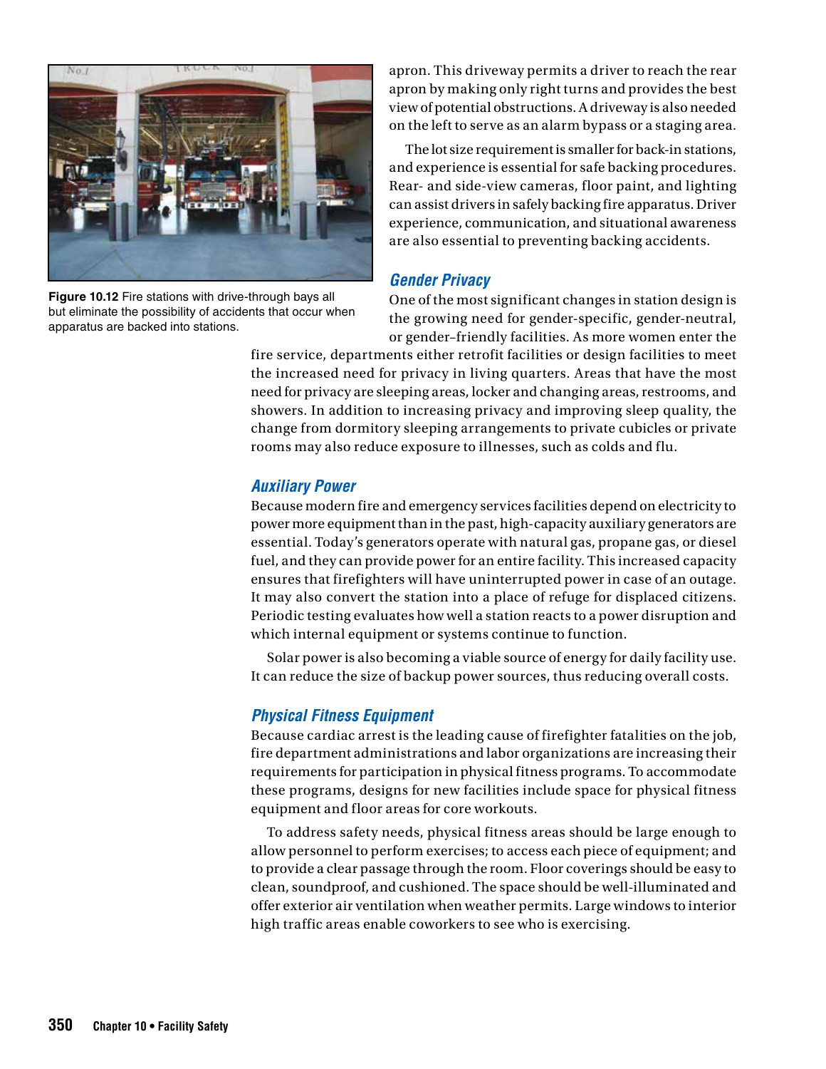Figure 10.12 Fire stations with drive-through bays all but eliminate the possibility of accidents that occur when apparatus are backed into stations.

apron. This driveway permits a driver to reach the rear apron by making only right turns and provides the best view of potential obstructions. A driveway is also needed on the left to serve as an alarm bypass or a staging area.

The lot size requirement is smaller for back-in stations, and experience is essential for safe backing procedures. Rear- and side-view cameras, floor paint, and lighting can assist drivers in safely backing fire apparatus. Driver experience, communication, and situational awareness are also essential to preventing backing accidents.

### *Gender Privacy*

One of the most significant changes in station design is the growing need for gender-specific, gender-neutral, or gender–friendly facilities. As more women enter the fire service, departments either retrofit facilities or design facilities to meet the increased need for privacy in living quarters. Areas that have the most need for privacy are sleeping areas, locker and changing areas, restrooms, and showers. In addition to increasing privacy and improving sleep quality, the change from dormitory sleeping arrangements to private cubicles or private rooms may also reduce exposure to illnesses, such as colds and flu.

### *Auxiliary Power*

Because modern fire and emergency services facilities depend on electricity to power more equipment than in the past, high-capacity auxiliary generators are essential. Today's generators operate with natural gas, propane gas, or diesel fuel, and they can provide power for an entire facility. This increased capacity ensures that firefighters will have uninterrupted power in case of an outage. It may also convert the station into a place of refuge for displaced citizens. Periodic testing evaluates how well a station reacts to a power disruption and which internal equipment or systems continue to function.

Solar power is also becoming a viable source of energy for daily facility use. It can reduce the size of backup power sources, thus reducing overall costs.

### *Physical Fitness Equipment*

Because cardiac arrest is the leading cause of firefighter fatalities on the job, fire department administrations and labor organizations are increasing their requirements for participation in physical fitness programs. To accommodate these programs, designs for new facilities include space for physical fitness equipment and floor areas for core workouts.

To address safety needs, physical fitness areas should be large enough to allow personnel to perform exercises; to access each piece of equipment; and to provide a clear passage through the room. Floor coverings should be easy to clean, soundproof, and cushioned. The space should be well-illuminated and offer exterior air ventilation when weather permits. Large windows to interior high traffic areas enable coworkers to see who is exercising.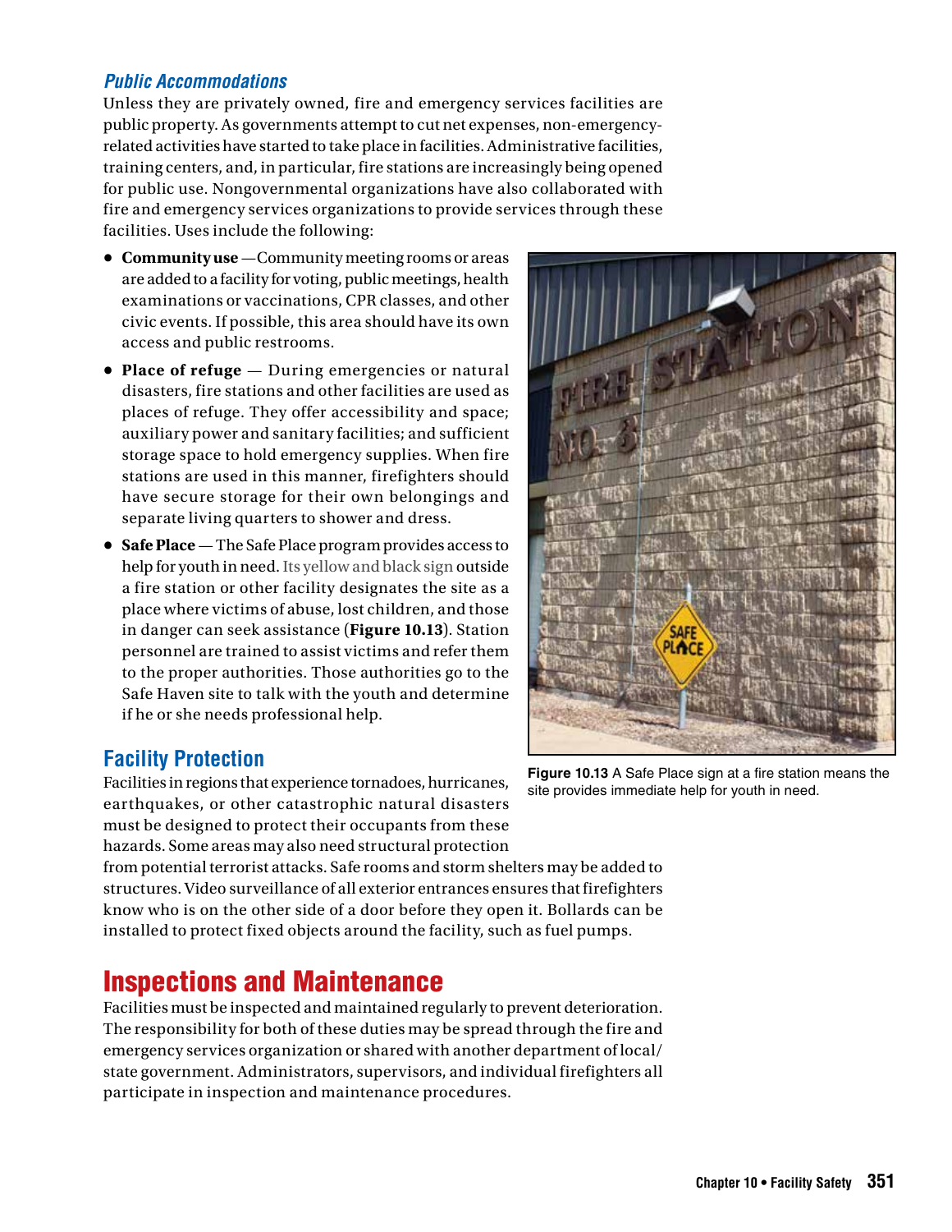### *Public Accommodations*

Unless they are privately owned, fire and emergency services facilities are public property. As governments attempt to cut net expenses, non-emergency-related activities have started to take place in facilities. Administrative facilities, training centers, and, in particular, fire stations are increasingly being opened for public use. Nongovernmental organizations have also collaborated with fire and emergency services organizations to provide services through these facilities. Uses include the following:

- **Community use** — Community meeting rooms or areas are added to a facility for voting, public meetings, health examinations or vaccinations, CPR classes, and other civic events. If possible, this area should have its own access and public restrooms.
- **Place of refuge** — During emergencies or natural disasters, fire stations and other facilities are used as places of refuge. They offer accessibility and space; auxiliary power and sanitary facilities; and sufficient storage space to hold emergency supplies. When fire stations are used in this manner, firefighters should have secure storage for their own belongings and separate living quarters to shower and dress.
- **Safe Place** — The Safe Place program provides access to help for youth in need. Its yellow and black sign outside a fire station or other facility designates the site as a place where victims of abuse, lost children, and those in danger can seek assistance (**Figure 10.13**). Station personnel are trained to assist victims and refer them to the proper authorities. Those authorities go to the Safe Haven site to talk with the youth and determine if he or she needs professional help.

**Figure 10.13** A Safe Place sign at a fire station means the site provides immediate help for youth in need.

## Facility Protection

Facilities in regions that experience tornadoes, hurricanes, earthquakes, or other catastrophic natural disasters must be designed to protect their occupants from these hazards. Some areas may also need structural protection from potential terrorist attacks. Safe rooms and storm shelters may be added to structures. Video surveillance of all exterior entrances ensures that firefighters know who is on the other side of a door before they open it. Bollards can be installed to protect fixed objects around the facility, such as fuel pumps.

# Inspections and Maintenance

Facilities must be inspected and maintained regularly to prevent deterioration. The responsibility for both of these duties may be spread through the fire and emergency services organization or shared with another department of local/state government. Administrators, supervisors, and individual firefighters all participate in inspection and maintenance procedures.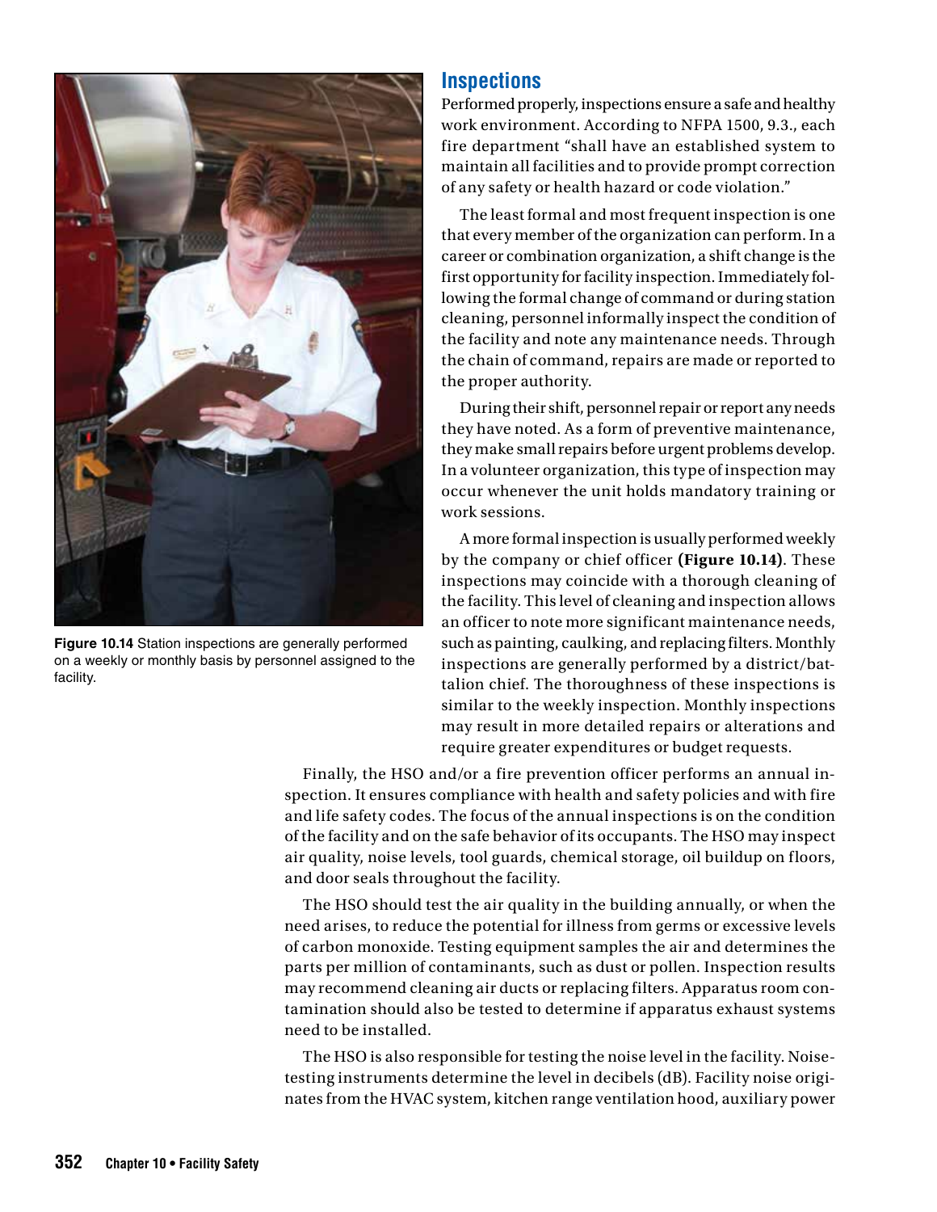## Inspections

Performed properly, inspections ensure a safe and healthy work environment. According to NFPA 1500, 9.3., each fire department "shall have an established system to maintain all facilities and to provide prompt correction of any safety or health hazard or code violation."

The least formal and most frequent inspection is one that every member of the organization can perform. In a career or combination organization, a shift change is the first opportunity for facility inspection. Immediately following the formal change of command or during station cleaning, personnel informally inspect the condition of the facility and note any maintenance needs. Through the chain of command, repairs are made or reported to the proper authority.

During their shift, personnel repair or report any needs they have noted. As a form of preventive maintenance, they make small repairs before urgent problems develop. In a volunteer organization, this type of inspection may occur whenever the unit holds mandatory training or work sessions.

A more formal inspection is usually performed weekly by the company or chief officer **(Figure 10.14)**. These inspections may coincide with a thorough cleaning of the facility. This level of cleaning and inspection allows an officer to note more significant maintenance needs, such as painting, caulking, and replacing filters. Monthly inspections are generally performed by a district/battalion chief. The thoroughness of these inspections is similar to the weekly inspection. Monthly inspections may result in more detailed repairs or alterations and require greater expenditures or budget requests.

**Figure 10.14** Station inspections are generally performed on a weekly or monthly basis by personnel assigned to the facility.

Finally, the HSO and/or a fire prevention officer performs an annual inspection. It ensures compliance with health and safety policies and with fire and life safety codes. The focus of the annual inspections is on the condition of the facility and on the safe behavior of its occupants. The HSO may inspect air quality, noise levels, tool guards, chemical storage, oil buildup on floors, and door seals throughout the facility.

The HSO should test the air quality in the building annually, or when the need arises, to reduce the potential for illness from germs or excessive levels of carbon monoxide. Testing equipment samples the air and determines the parts per million of contaminants, such as dust or pollen. Inspection results may recommend cleaning air ducts or replacing filters. Apparatus room contamination should also be tested to determine if apparatus exhaust systems need to be installed.

The HSO is also responsible for testing the noise level in the facility. Noise-testing instruments determine the level in decibels (dB). Facility noise originates from the HVAC system, kitchen range ventilation hood, auxiliary power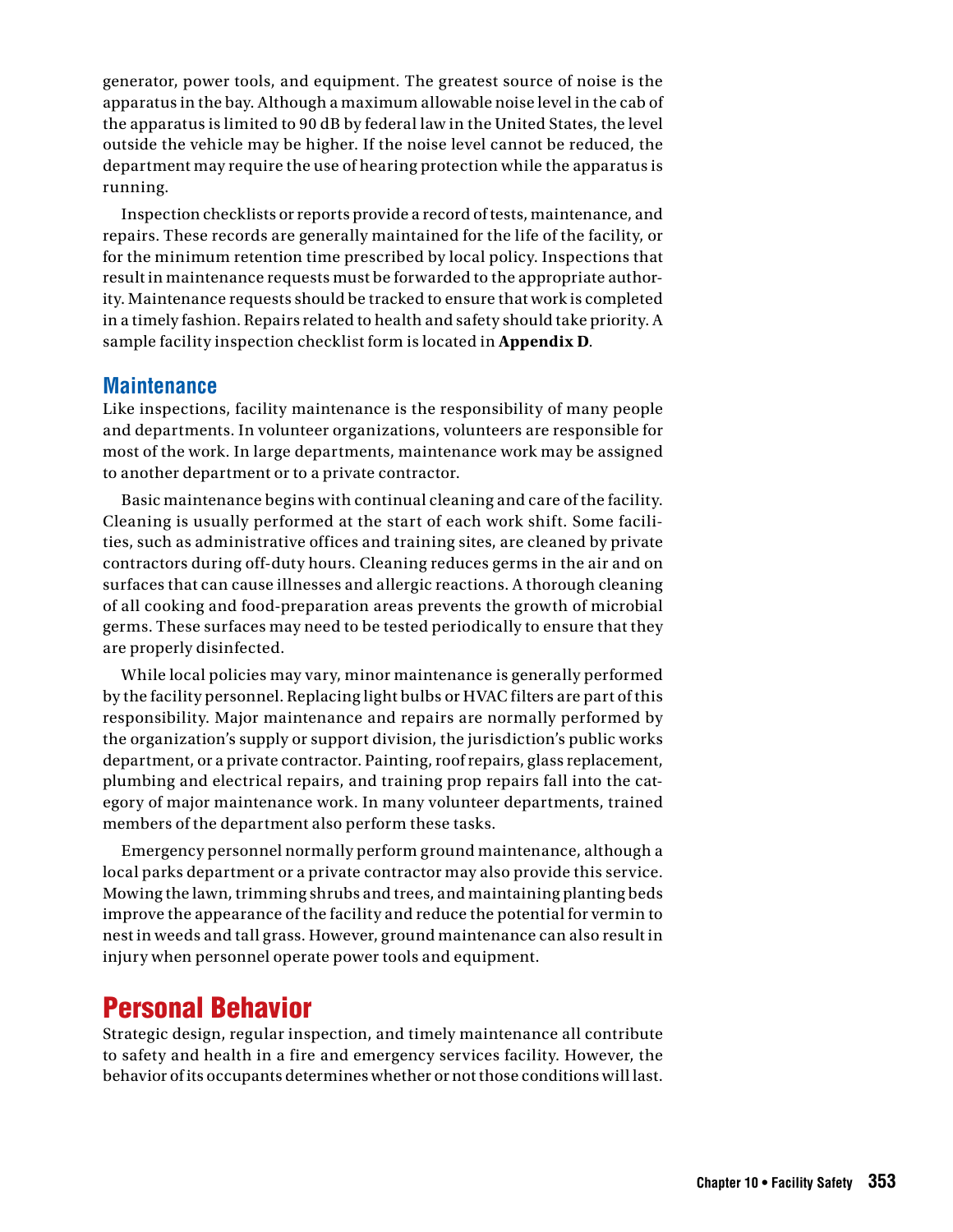generator, power tools, and equipment. The greatest source of noise is the apparatus in the bay. Although a maximum allowable noise level in the cab of the apparatus is limited to 90 dB by federal law in the United States, the level outside the vehicle may be higher. If the noise level cannot be reduced, the department may require the use of hearing protection while the apparatus is running.

Inspection checklists or reports provide a record of tests, maintenance, and repairs. These records are generally maintained for the life of the facility, or for the minimum retention time prescribed by local policy. Inspections that result in maintenance requests must be forwarded to the appropriate authority. Maintenance requests should be tracked to ensure that work is completed in a timely fashion. Repairs related to health and safety should take priority. A sample facility inspection checklist form is located in **Appendix D**.

### Maintenance

Like inspections, facility maintenance is the responsibility of many people and departments. In volunteer organizations, volunteers are responsible for most of the work. In large departments, maintenance work may be assigned to another department or to a private contractor.

Basic maintenance begins with continual cleaning and care of the facility. Cleaning is usually performed at the start of each work shift. Some facilities, such as administrative offices and training sites, are cleaned by private contractors during off-duty hours. Cleaning reduces germs in the air and on surfaces that can cause illnesses and allergic reactions. A thorough cleaning of all cooking and food-preparation areas prevents the growth of microbial germs. These surfaces may need to be tested periodically to ensure that they are properly disinfected.

While local policies may vary, minor maintenance is generally performed by the facility personnel. Replacing light bulbs or HVAC filters are part of this responsibility. Major maintenance and repairs are normally performed by the organization's supply or support division, the jurisdiction's public works department, or a private contractor. Painting, roof repairs, glass replacement, plumbing and electrical repairs, and training prop repairs fall into the category of major maintenance work. In many volunteer departments, trained members of the department also perform these tasks.

Emergency personnel normally perform ground maintenance, although a local parks department or a private contractor may also provide this service. Mowing the lawn, trimming shrubs and trees, and maintaining planting beds improve the appearance of the facility and reduce the potential for vermin to nest in weeds and tall grass. However, ground maintenance can also result in injury when personnel operate power tools and equipment.

## Personal Behavior

Strategic design, regular inspection, and timely maintenance all contribute to safety and health in a fire and emergency services facility. However, the behavior of its occupants determines whether or not those conditions will last.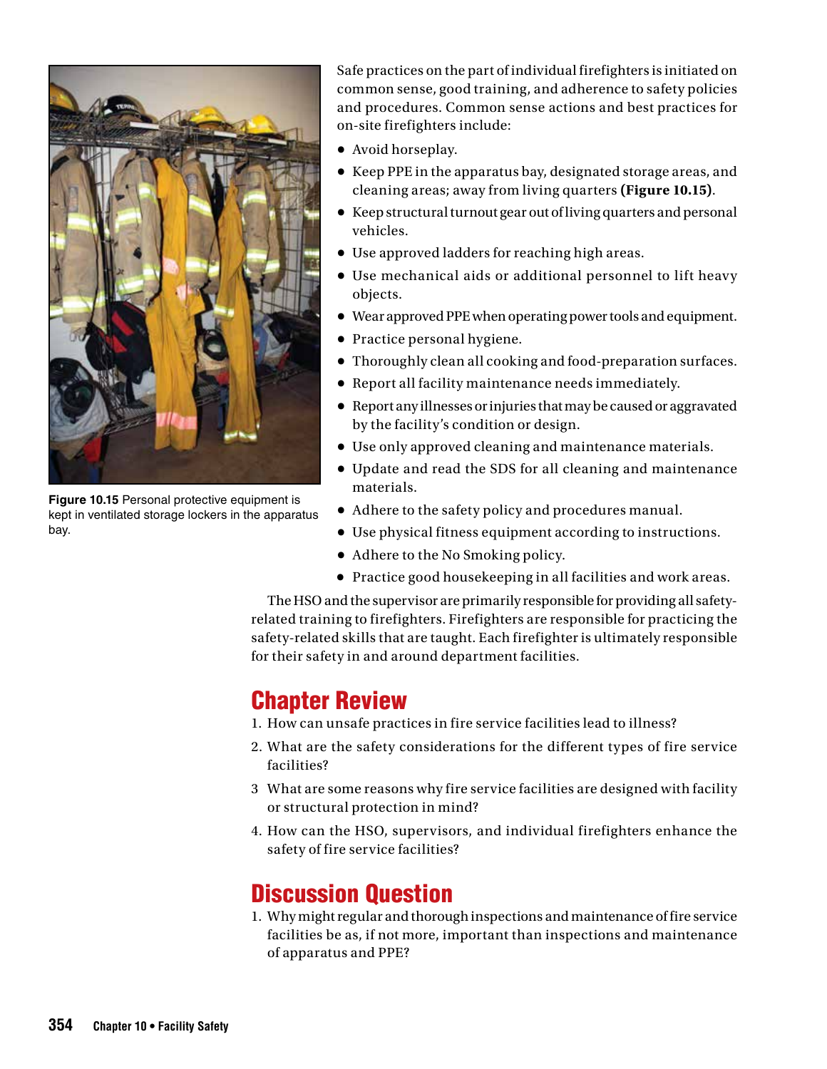Figure 10.15 Personal protective equipment is kept in ventilated storage lockers in the apparatus bay.

Safe practices on the part of individual firefighters is initiated on common sense, good training, and adherence to safety policies and procedures. Common sense actions and best practices for on-site firefighters include:

- Avoid horseplay.
- Keep PPE in the apparatus bay, designated storage areas, and cleaning areas; away from living quarters **(Figure 10.15)**.
- Keep structural turnout gear out of living quarters and personal vehicles.
- Use approved ladders for reaching high areas.
- Use mechanical aids or additional personnel to lift heavy objects.
- Wear approved PPE when operating power tools and equipment.
- Practice personal hygiene.
- Thoroughly clean all cooking and food-preparation surfaces.
- Report all facility maintenance needs immediately.
- Report any illnesses or injuries that may be caused or aggravated by the facility's condition or design.
- Use only approved cleaning and maintenance materials.
- Update and read the SDS for all cleaning and maintenance materials.
- Adhere to the safety policy and procedures manual.
- Use physical fitness equipment according to instructions.
- Adhere to the No Smoking policy.
- Practice good housekeeping in all facilities and work areas.

The HSO and the supervisor are primarily responsible for providing all safety-related training to firefighters. Firefighters are responsible for practicing the safety-related skills that are taught. Each firefighter is ultimately responsible for their safety in and around department facilities.

## Chapter Review

1. How can unsafe practices in fire service facilities lead to illness?
2. What are the safety considerations for the different types of fire service facilities?
3. What are some reasons why fire service facilities are designed with facility or structural protection in mind?
4. How can the HSO, supervisors, and individual firefighters enhance the safety of fire service facilities?

## Discussion Question

1. Why might regular and thorough inspections and maintenance of fire service facilities be as, if not more, important than inspections and maintenance of apparatus and PPE?